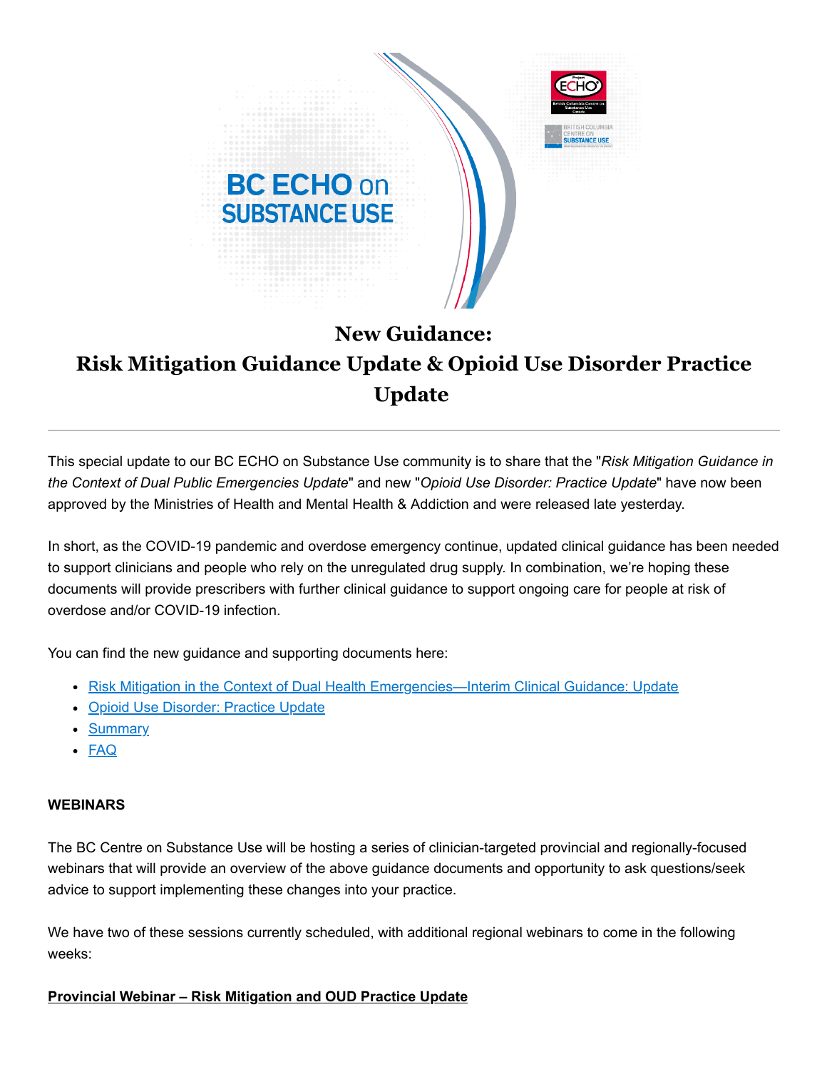# New Guidance:
# Risk Mitigation Guidance Update & Opioid Use Disorder Practice Update

---

This special update to our BC ECHO on Substance Use community is to share that the "*Risk Mitigation Guidance in the Context of Dual Public Emergencies Update*" and new "*Opioid Use Disorder: Practice Update*" have now been approved by the Ministries of Health and Mental Health & Addiction and were released late yesterday.

In short, as the COVID-19 pandemic and overdose emergency continue, updated clinical guidance has been needed to support clinicians and people who rely on the unregulated drug supply. In combination, we're hoping these documents will provide prescribers with further clinical guidance to support ongoing care for people at risk of overdose and/or COVID-19 infection.

You can find the new guidance and supporting documents here:

- Risk Mitigation in the Context of Dual Health Emergencies—Interim Clinical Guidance: Update
- Opioid Use Disorder: Practice Update
- Summary
- FAQ

**WEBINARS**

The BC Centre on Substance Use will be hosting a series of clinician-targeted provincial and regionally-focused webinars that will provide an overview of the above guidance documents and opportunity to ask questions/seek advice to support implementing these changes into your practice.

We have two of these sessions currently scheduled, with additional regional webinars to come in the following weeks:

**Provincial Webinar – Risk Mitigation and OUD Practice Update**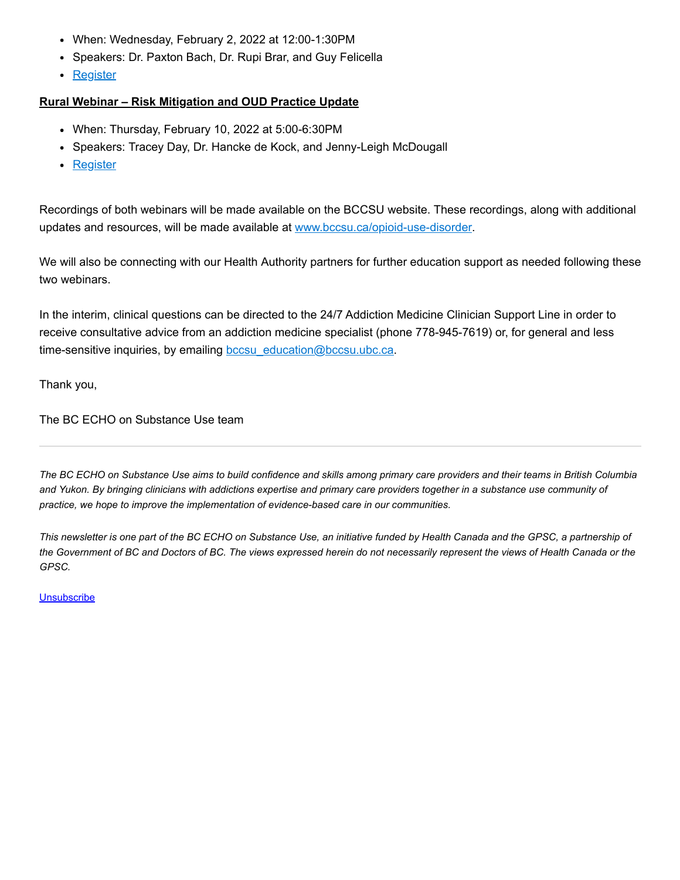- When: Wednesday, February 2, 2022 at 12:00-1:30PM
- Speakers: Dr. Paxton Bach, Dr. Rupi Brar, and Guy Felicella
- Register

**Rural Webinar – Risk Mitigation and OUD Practice Update**

- When: Thursday, February 10, 2022 at 5:00-6:30PM
- Speakers: Tracey Day, Dr. Hancke de Kock, and Jenny-Leigh McDougall
- Register

Recordings of both webinars will be made available on the BCCSU website. These recordings, along with additional updates and resources, will be made available at www.bccsu.ca/opioid-use-disorder.

We will also be connecting with our Health Authority partners for further education support as needed following these two webinars.

In the interim, clinical questions can be directed to the 24/7 Addiction Medicine Clinician Support Line in order to receive consultative advice from an addiction medicine specialist (phone 778-945-7619) or, for general and less time-sensitive inquiries, by emailing bccsu_education@bccsu.ubc.ca.

Thank you,

The BC ECHO on Substance Use team

---

*The BC ECHO on Substance Use aims to build confidence and skills among primary care providers and their teams in British Columbia and Yukon. By bringing clinicians with addictions expertise and primary care providers together in a substance use community of practice, we hope to improve the implementation of evidence-based care in our communities.*

*This newsletter is one part of the BC ECHO on Substance Use, an initiative funded by Health Canada and the GPSC, a partnership of the Government of BC and Doctors of BC. The views expressed herein do not necessarily represent the views of Health Canada or the GPSC.*

Unsubscribe